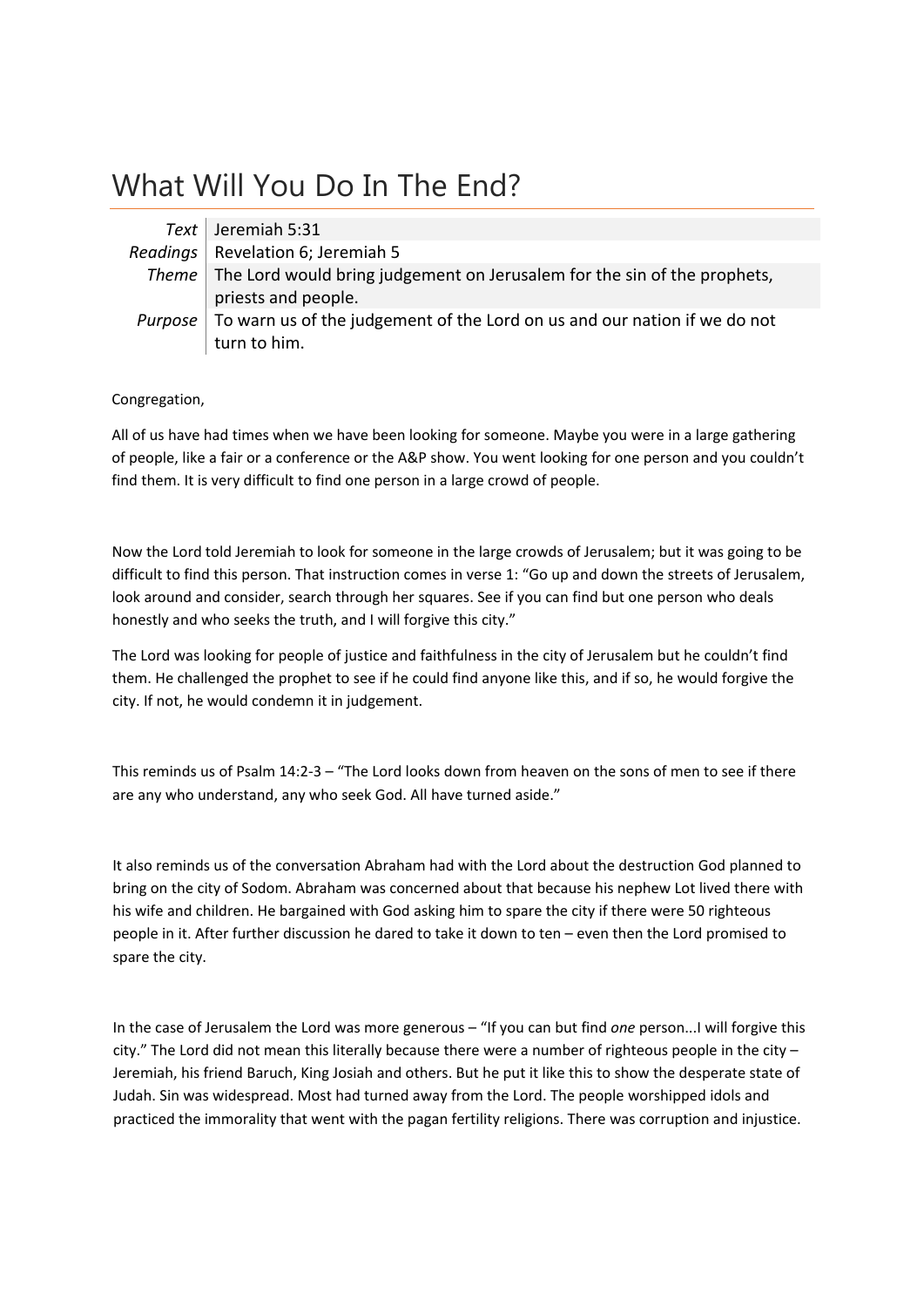# What Will You Do In The End?

| | |
|---|---|
| *Text* | Jeremiah 5:31 |
| *Readings* | Revelation 6; Jeremiah 5 |
| *Theme* | The Lord would bring judgement on Jerusalem for the sin of the prophets, priests and people. |
| *Purpose* | To warn us of the judgement of the Lord on us and our nation if we do not turn to him. |

Congregation,

All of us have had times when we have been looking for someone. Maybe you were in a large gathering of people, like a fair or a conference or the A&P show. You went looking for one person and you couldn't find them. It is very difficult to find one person in a large crowd of people.

Now the Lord told Jeremiah to look for someone in the large crowds of Jerusalem; but it was going to be difficult to find this person. That instruction comes in verse 1: "Go up and down the streets of Jerusalem, look around and consider, search through her squares. See if you can find but one person who deals honestly and who seeks the truth, and I will forgive this city."

The Lord was looking for people of justice and faithfulness in the city of Jerusalem but he couldn't find them. He challenged the prophet to see if he could find anyone like this, and if so, he would forgive the city. If not, he would condemn it in judgement.

This reminds us of Psalm 14:2-3 – "The Lord looks down from heaven on the sons of men to see if there are any who understand, any who seek God. All have turned aside."

It also reminds us of the conversation Abraham had with the Lord about the destruction God planned to bring on the city of Sodom. Abraham was concerned about that because his nephew Lot lived there with his wife and children. He bargained with God asking him to spare the city if there were 50 righteous people in it. After further discussion he dared to take it down to ten – even then the Lord promised to spare the city.

In the case of Jerusalem the Lord was more generous – "If you can but find *one* person...I will forgive this city." The Lord did not mean this literally because there were a number of righteous people in the city – Jeremiah, his friend Baruch, King Josiah and others. But he put it like this to show the desperate state of Judah. Sin was widespread. Most had turned away from the Lord. The people worshipped idols and practiced the immorality that went with the pagan fertility religions. There was corruption and injustice.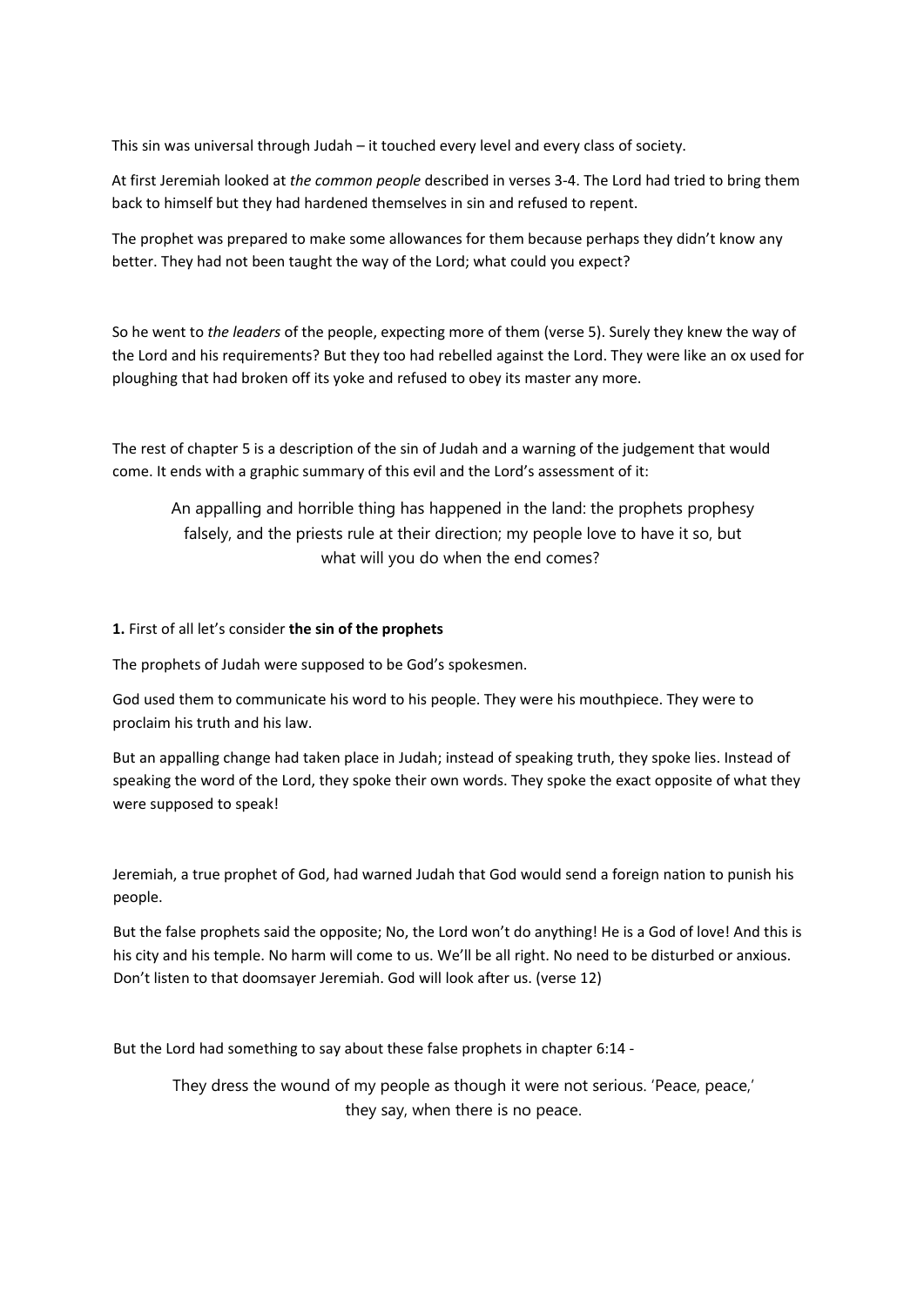This sin was universal through Judah – it touched every level and every class of society.

At first Jeremiah looked at *the common people* described in verses 3-4. The Lord had tried to bring them back to himself but they had hardened themselves in sin and refused to repent.

The prophet was prepared to make some allowances for them because perhaps they didn't know any better. They had not been taught the way of the Lord; what could you expect?

So he went to *the leaders* of the people, expecting more of them (verse 5). Surely they knew the way of the Lord and his requirements? But they too had rebelled against the Lord. They were like an ox used for ploughing that had broken off its yoke and refused to obey its master any more.

The rest of chapter 5 is a description of the sin of Judah and a warning of the judgement that would come. It ends with a graphic summary of this evil and the Lord's assessment of it:

> An appalling and horrible thing has happened in the land: the prophets prophesy falsely, and the priests rule at their direction; my people love to have it so, but what will you do when the end comes?

**1.** First of all let's consider **the sin of the prophets**

The prophets of Judah were supposed to be God's spokesmen.

God used them to communicate his word to his people. They were his mouthpiece. They were to proclaim his truth and his law.

But an appalling change had taken place in Judah; instead of speaking truth, they spoke lies. Instead of speaking the word of the Lord, they spoke their own words. They spoke the exact opposite of what they were supposed to speak!

Jeremiah, a true prophet of God, had warned Judah that God would send a foreign nation to punish his people.

But the false prophets said the opposite; No, the Lord won't do anything! He is a God of love! And this is his city and his temple. No harm will come to us. We'll be all right. No need to be disturbed or anxious. Don't listen to that doomsayer Jeremiah. God will look after us. (verse 12)

But the Lord had something to say about these false prophets in chapter 6:14 -

> They dress the wound of my people as though it were not serious. 'Peace, peace,' they say, when there is no peace.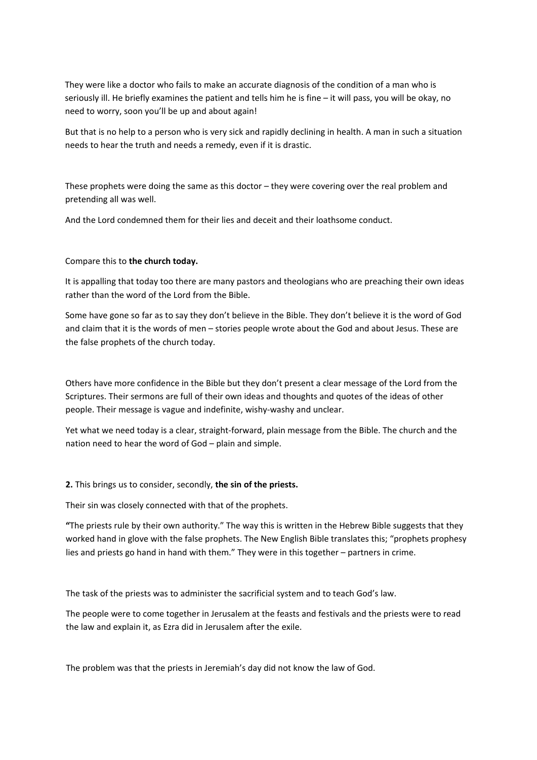They were like a doctor who fails to make an accurate diagnosis of the condition of a man who is seriously ill. He briefly examines the patient and tells him he is fine – it will pass, you will be okay, no need to worry, soon you'll be up and about again!

But that is no help to a person who is very sick and rapidly declining in health. A man in such a situation needs to hear the truth and needs a remedy, even if it is drastic.

These prophets were doing the same as this doctor – they were covering over the real problem and pretending all was well.

And the Lord condemned them for their lies and deceit and their loathsome conduct.

Compare this to **the church today.**

It is appalling that today too there are many pastors and theologians who are preaching their own ideas rather than the word of the Lord from the Bible.

Some have gone so far as to say they don't believe in the Bible. They don't believe it is the word of God and claim that it is the words of men – stories people wrote about the God and about Jesus. These are the false prophets of the church today.

Others have more confidence in the Bible but they don't present a clear message of the Lord from the Scriptures. Their sermons are full of their own ideas and thoughts and quotes of the ideas of other people. Their message is vague and indefinite, wishy-washy and unclear.

Yet what we need today is a clear, straight-forward, plain message from the Bible. The church and the nation need to hear the word of God – plain and simple.

**2.** This brings us to consider, secondly, **the sin of the priests.**

Their sin was closely connected with that of the prophets.

**"**The priests rule by their own authority." The way this is written in the Hebrew Bible suggests that they worked hand in glove with the false prophets. The New English Bible translates this; "prophets prophesy lies and priests go hand in hand with them." They were in this together – partners in crime.

The task of the priests was to administer the sacrificial system and to teach God's law.

The people were to come together in Jerusalem at the feasts and festivals and the priests were to read the law and explain it, as Ezra did in Jerusalem after the exile.

The problem was that the priests in Jeremiah's day did not know the law of God.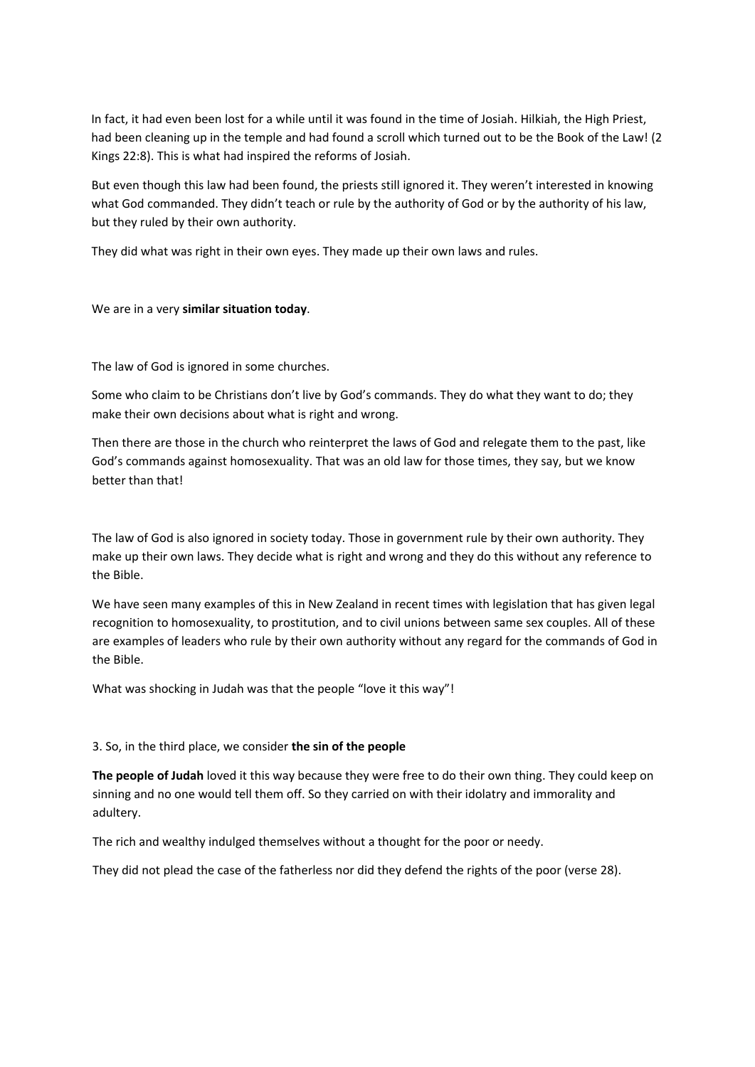In fact, it had even been lost for a while until it was found in the time of Josiah. Hilkiah, the High Priest, had been cleaning up in the temple and had found a scroll which turned out to be the Book of the Law! (2 Kings 22:8). This is what had inspired the reforms of Josiah.

But even though this law had been found, the priests still ignored it. They weren't interested in knowing what God commanded. They didn't teach or rule by the authority of God or by the authority of his law, but they ruled by their own authority.

They did what was right in their own eyes. They made up their own laws and rules.

We are in a very **similar situation today**.

The law of God is ignored in some churches.

Some who claim to be Christians don't live by God's commands. They do what they want to do; they make their own decisions about what is right and wrong.

Then there are those in the church who reinterpret the laws of God and relegate them to the past, like God's commands against homosexuality. That was an old law for those times, they say, but we know better than that!

The law of God is also ignored in society today. Those in government rule by their own authority. They make up their own laws. They decide what is right and wrong and they do this without any reference to the Bible.

We have seen many examples of this in New Zealand in recent times with legislation that has given legal recognition to homosexuality, to prostitution, and to civil unions between same sex couples. All of these are examples of leaders who rule by their own authority without any regard for the commands of God in the Bible.

What was shocking in Judah was that the people "love it this way"!

3. So, in the third place, we consider **the sin of the people**

**The people of Judah** loved it this way because they were free to do their own thing. They could keep on sinning and no one would tell them off. So they carried on with their idolatry and immorality and adultery.

The rich and wealthy indulged themselves without a thought for the poor or needy.

They did not plead the case of the fatherless nor did they defend the rights of the poor (verse 28).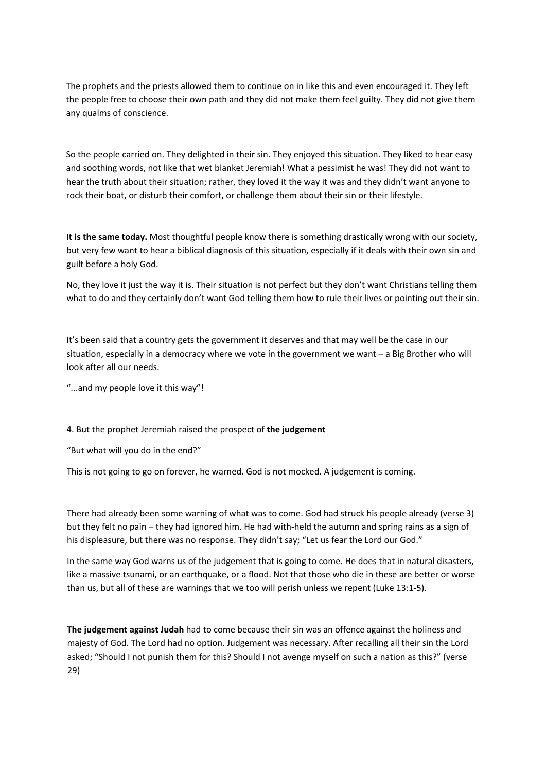The prophets and the priests allowed them to continue on in like this and even encouraged it. They left the people free to choose their own path and they did not make them feel guilty. They did not give them any qualms of conscience.

So the people carried on. They delighted in their sin. They enjoyed this situation. They liked to hear easy and soothing words, not like that wet blanket Jeremiah! What a pessimist he was! They did not want to hear the truth about their situation; rather, they loved it the way it was and they didn't want anyone to rock their boat, or disturb their comfort, or challenge them about their sin or their lifestyle.

**It is the same today.** Most thoughtful people know there is something drastically wrong with our society, but very few want to hear a biblical diagnosis of this situation, especially if it deals with their own sin and guilt before a holy God.

No, they love it just the way it is. Their situation is not perfect but they don't want Christians telling them what to do and they certainly don't want God telling them how to rule their lives or pointing out their sin.

It's been said that a country gets the government it deserves and that may well be the case in our situation, especially in a democracy where we vote in the government we want – a Big Brother who will look after all our needs.

"...and my people love it this way"!

4. But the prophet Jeremiah raised the prospect of **the judgement**

"But what will you do in the end?"

This is not going to go on forever, he warned. God is not mocked. A judgement is coming.

There had already been some warning of what was to come. God had struck his people already (verse 3) but they felt no pain – they had ignored him. He had with-held the autumn and spring rains as a sign of his displeasure, but there was no response. They didn't say; "Let us fear the Lord our God."

In the same way God warns us of the judgement that is going to come. He does that in natural disasters, like a massive tsunami, or an earthquake, or a flood. Not that those who die in these are better or worse than us, but all of these are warnings that we too will perish unless we repent (Luke 13:1-5).

**The judgement against Judah** had to come because their sin was an offence against the holiness and majesty of God. The Lord had no option. Judgement was necessary. After recalling all their sin the Lord asked; "Should I not punish them for this? Should I not avenge myself on such a nation as this?" (verse 29)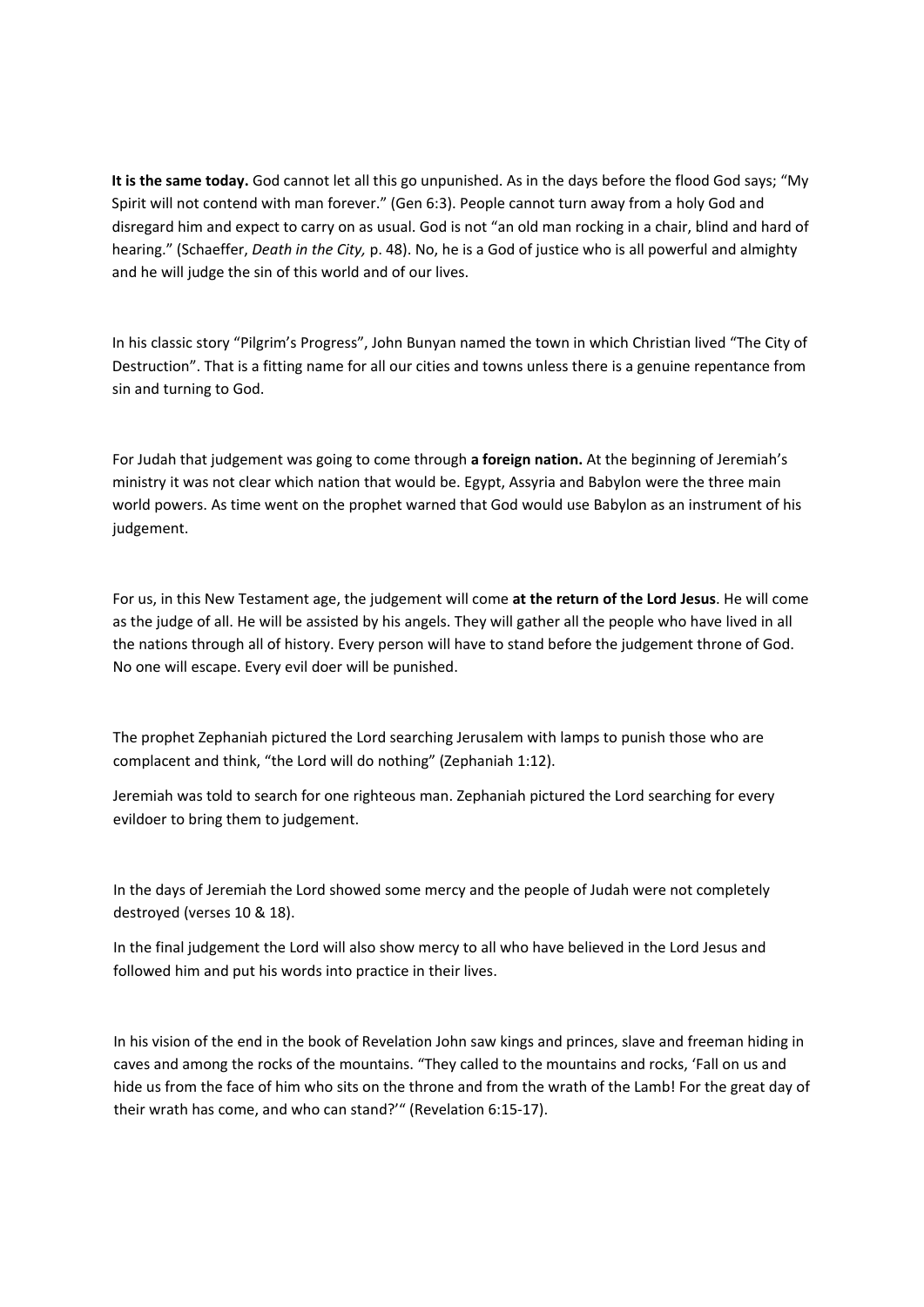**It is the same today.** God cannot let all this go unpunished. As in the days before the flood God says; "My Spirit will not contend with man forever." (Gen 6:3). People cannot turn away from a holy God and disregard him and expect to carry on as usual. God is not "an old man rocking in a chair, blind and hard of hearing." (Schaeffer, *Death in the City,* p. 48). No, he is a God of justice who is all powerful and almighty and he will judge the sin of this world and of our lives.

In his classic story "Pilgrim's Progress", John Bunyan named the town in which Christian lived "The City of Destruction". That is a fitting name for all our cities and towns unless there is a genuine repentance from sin and turning to God.

For Judah that judgement was going to come through **a foreign nation.** At the beginning of Jeremiah's ministry it was not clear which nation that would be. Egypt, Assyria and Babylon were the three main world powers. As time went on the prophet warned that God would use Babylon as an instrument of his judgement.

For us, in this New Testament age, the judgement will come **at the return of the Lord Jesus**. He will come as the judge of all. He will be assisted by his angels. They will gather all the people who have lived in all the nations through all of history. Every person will have to stand before the judgement throne of God. No one will escape. Every evil doer will be punished.

The prophet Zephaniah pictured the Lord searching Jerusalem with lamps to punish those who are complacent and think, "the Lord will do nothing" (Zephaniah 1:12).

Jeremiah was told to search for one righteous man. Zephaniah pictured the Lord searching for every evildoer to bring them to judgement.

In the days of Jeremiah the Lord showed some mercy and the people of Judah were not completely destroyed (verses 10 & 18).

In the final judgement the Lord will also show mercy to all who have believed in the Lord Jesus and followed him and put his words into practice in their lives.

In his vision of the end in the book of Revelation John saw kings and princes, slave and freeman hiding in caves and among the rocks of the mountains. "They called to the mountains and rocks, 'Fall on us and hide us from the face of him who sits on the throne and from the wrath of the Lamb! For the great day of their wrath has come, and who can stand?'" (Revelation 6:15-17).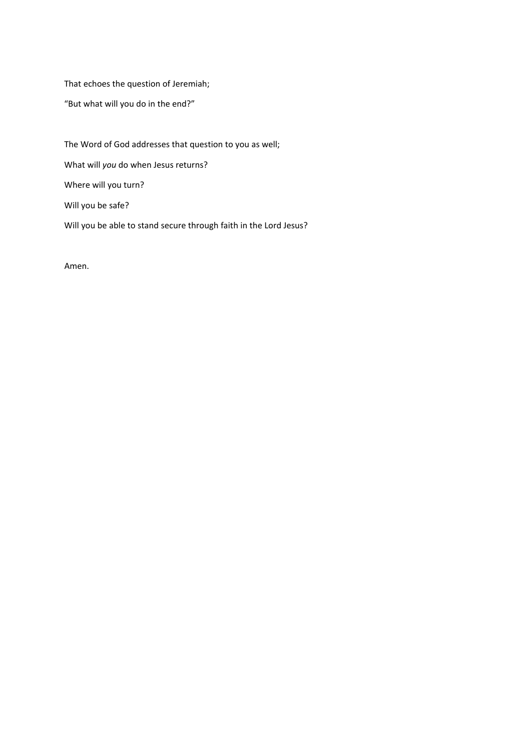That echoes the question of Jeremiah;

“But what will you do in the end?”

The Word of God addresses that question to you as well;

What will *you* do when Jesus returns?

Where will you turn?

Will you be safe?

Will you be able to stand secure through faith in the Lord Jesus?

Amen.